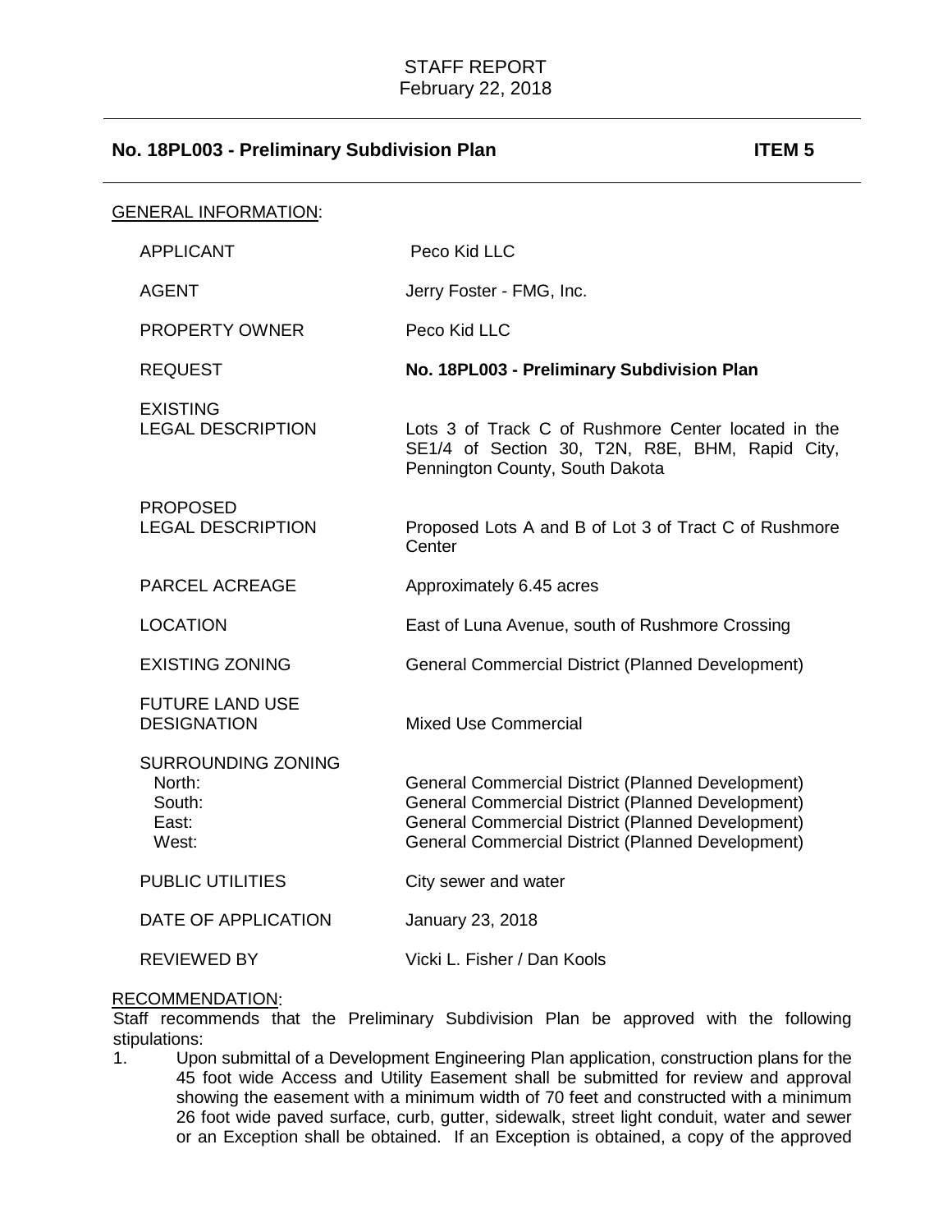STAFF REPORT
February 22, 2018

## No. 18PL003 - Preliminary Subdivision Plan — ITEM 5

GENERAL INFORMATION:

| | |
|---|---|
| APPLICANT | Peco Kid LLC |
| AGENT | Jerry Foster - FMG, Inc. |
| PROPERTY OWNER | Peco Kid LLC |
| REQUEST | **No. 18PL003 - Preliminary Subdivision Plan** |
| EXISTING LEGAL DESCRIPTION | Lots 3 of Track C of Rushmore Center located in the SE1/4 of Section 30, T2N, R8E, BHM, Rapid City, Pennington County, South Dakota |
| PROPOSED LEGAL DESCRIPTION | Proposed Lots A and B of Lot 3 of Tract C of Rushmore Center |
| PARCEL ACREAGE | Approximately 6.45 acres |
| LOCATION | East of Luna Avenue, south of Rushmore Crossing |
| EXISTING ZONING | General Commercial District (Planned Development) |
| FUTURE LAND USE DESIGNATION | Mixed Use Commercial |
| SURROUNDING ZONING | |
| North: | General Commercial District (Planned Development) |
| South: | General Commercial District (Planned Development) |
| East: | General Commercial District (Planned Development) |
| West: | General Commercial District (Planned Development) |
| PUBLIC UTILITIES | City sewer and water |
| DATE OF APPLICATION | January 23, 2018 |
| REVIEWED BY | Vicki L. Fisher / Dan Kools |

RECOMMENDATION:

Staff recommends that the Preliminary Subdivision Plan be approved with the following stipulations:

1. Upon submittal of a Development Engineering Plan application, construction plans for the 45 foot wide Access and Utility Easement shall be submitted for review and approval showing the easement with a minimum width of 70 feet and constructed with a minimum 26 foot wide paved surface, curb, gutter, sidewalk, street light conduit, water and sewer or an Exception shall be obtained. If an Exception is obtained, a copy of the approved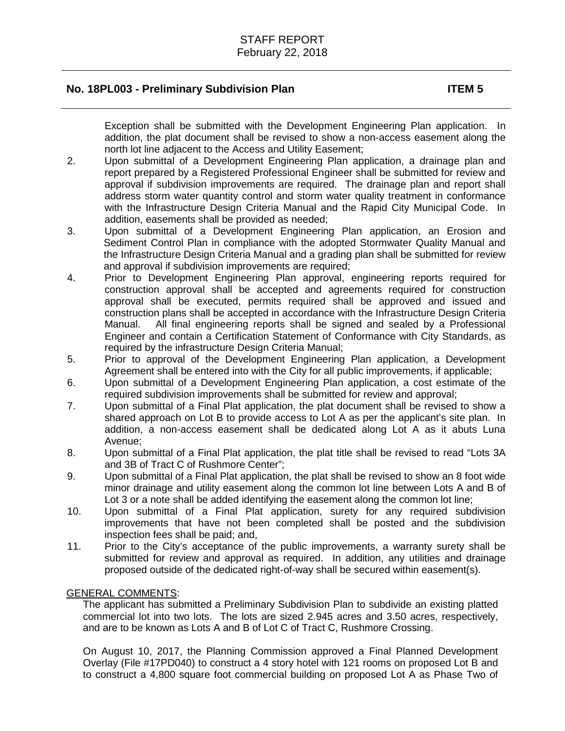Exception shall be submitted with the Development Engineering Plan application. In addition, the plat document shall be revised to show a non-access easement along the north lot line adjacent to the Access and Utility Easement;

2. Upon submittal of a Development Engineering Plan application, a drainage plan and report prepared by a Registered Professional Engineer shall be submitted for review and approval if subdivision improvements are required. The drainage plan and report shall address storm water quantity control and storm water quality treatment in conformance with the Infrastructure Design Criteria Manual and the Rapid City Municipal Code. In addition, easements shall be provided as needed;
3. Upon submittal of a Development Engineering Plan application, an Erosion and Sediment Control Plan in compliance with the adopted Stormwater Quality Manual and the Infrastructure Design Criteria Manual and a grading plan shall be submitted for review and approval if subdivision improvements are required;
4. Prior to Development Engineering Plan approval, engineering reports required for construction approval shall be accepted and agreements required for construction approval shall be executed, permits required shall be approved and issued and construction plans shall be accepted in accordance with the Infrastructure Design Criteria Manual. All final engineering reports shall be signed and sealed by a Professional Engineer and contain a Certification Statement of Conformance with City Standards, as required by the infrastructure Design Criteria Manual;
5. Prior to approval of the Development Engineering Plan application, a Development Agreement shall be entered into with the City for all public improvements, if applicable;
6. Upon submittal of a Development Engineering Plan application, a cost estimate of the required subdivision improvements shall be submitted for review and approval;
7. Upon submittal of a Final Plat application, the plat document shall be revised to show a shared approach on Lot B to provide access to Lot A as per the applicant's site plan. In addition, a non-access easement shall be dedicated along Lot A as it abuts Luna Avenue;
8. Upon submittal of a Final Plat application, the plat title shall be revised to read "Lots 3A and 3B of Tract C of Rushmore Center";
9. Upon submittal of a Final Plat application, the plat shall be revised to show an 8 foot wide minor drainage and utility easement along the common lot line between Lots A and B of Lot 3 or a note shall be added identifying the easement along the common lot line;
10. Upon submittal of a Final Plat application, surety for any required subdivision improvements that have not been completed shall be posted and the subdivision inspection fees shall be paid; and,
11. Prior to the City's acceptance of the public improvements, a warranty surety shall be submitted for review and approval as required. In addition, any utilities and drainage proposed outside of the dedicated right-of-way shall be secured within easement(s).

GENERAL COMMENTS:

The applicant has submitted a Preliminary Subdivision Plan to subdivide an existing platted commercial lot into two lots. The lots are sized 2.945 acres and 3.50 acres, respectively, and are to be known as Lots A and B of Lot C of Tract C, Rushmore Crossing.

On August 10, 2017, the Planning Commission approved a Final Planned Development Overlay (File #17PD040) to construct a 4 story hotel with 121 rooms on proposed Lot B and to construct a 4,800 square foot commercial building on proposed Lot A as Phase Two of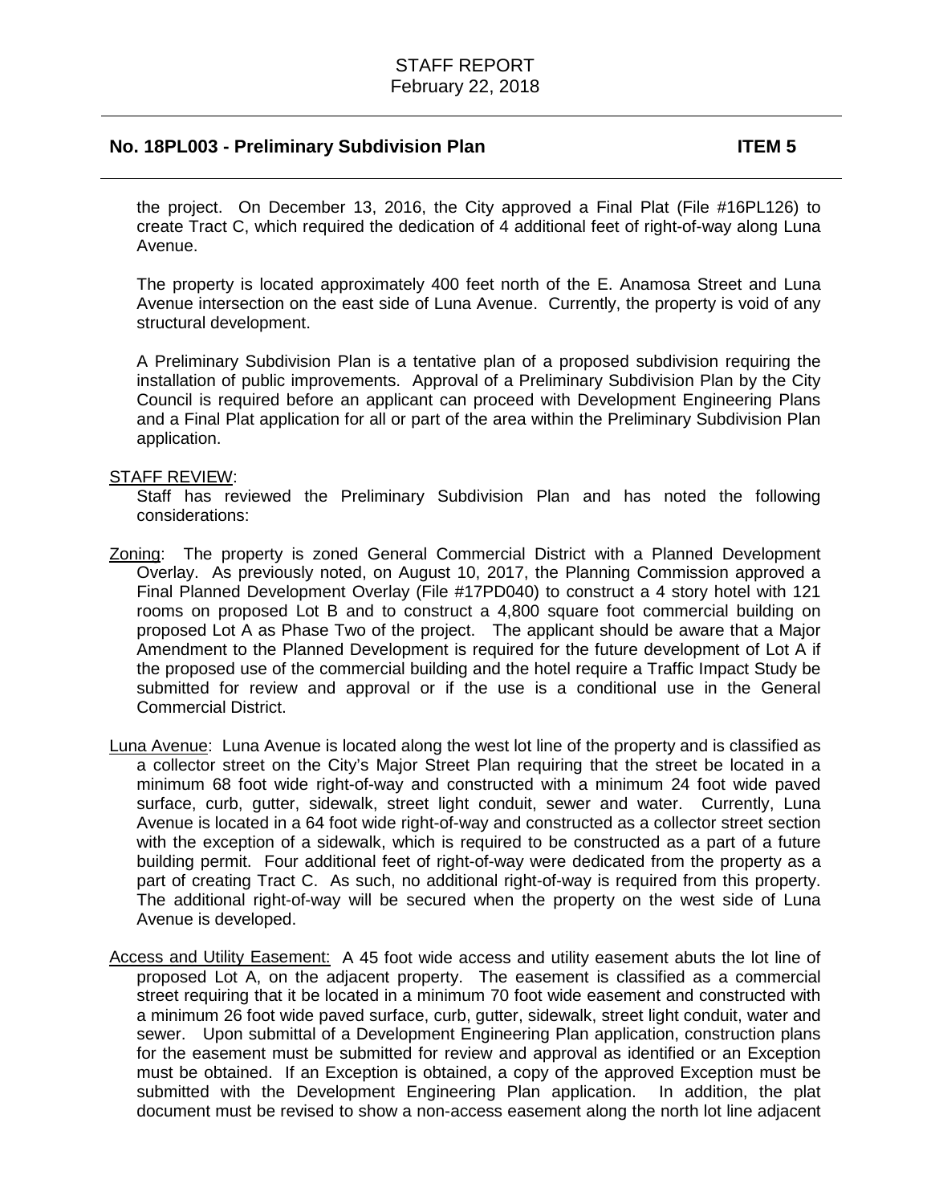the project. On December 13, 2016, the City approved a Final Plat (File #16PL126) to create Tract C, which required the dedication of 4 additional feet of right-of-way along Luna Avenue.

The property is located approximately 400 feet north of the E. Anamosa Street and Luna Avenue intersection on the east side of Luna Avenue. Currently, the property is void of any structural development.

A Preliminary Subdivision Plan is a tentative plan of a proposed subdivision requiring the installation of public improvements. Approval of a Preliminary Subdivision Plan by the City Council is required before an applicant can proceed with Development Engineering Plans and a Final Plat application for all or part of the area within the Preliminary Subdivision Plan application.

STAFF REVIEW:

Staff has reviewed the Preliminary Subdivision Plan and has noted the following considerations:

Zoning: The property is zoned General Commercial District with a Planned Development Overlay. As previously noted, on August 10, 2017, the Planning Commission approved a Final Planned Development Overlay (File #17PD040) to construct a 4 story hotel with 121 rooms on proposed Lot B and to construct a 4,800 square foot commercial building on proposed Lot A as Phase Two of the project. The applicant should be aware that a Major Amendment to the Planned Development is required for the future development of Lot A if the proposed use of the commercial building and the hotel require a Traffic Impact Study be submitted for review and approval or if the use is a conditional use in the General Commercial District.

Luna Avenue: Luna Avenue is located along the west lot line of the property and is classified as a collector street on the City's Major Street Plan requiring that the street be located in a minimum 68 foot wide right-of-way and constructed with a minimum 24 foot wide paved surface, curb, gutter, sidewalk, street light conduit, sewer and water. Currently, Luna Avenue is located in a 64 foot wide right-of-way and constructed as a collector street section with the exception of a sidewalk, which is required to be constructed as a part of a future building permit. Four additional feet of right-of-way were dedicated from the property as a part of creating Tract C. As such, no additional right-of-way is required from this property. The additional right-of-way will be secured when the property on the west side of Luna Avenue is developed.

Access and Utility Easement: A 45 foot wide access and utility easement abuts the lot line of proposed Lot A, on the adjacent property. The easement is classified as a commercial street requiring that it be located in a minimum 70 foot wide easement and constructed with a minimum 26 foot wide paved surface, curb, gutter, sidewalk, street light conduit, water and sewer. Upon submittal of a Development Engineering Plan application, construction plans for the easement must be submitted for review and approval as identified or an Exception must be obtained. If an Exception is obtained, a copy of the approved Exception must be submitted with the Development Engineering Plan application. In addition, the plat document must be revised to show a non-access easement along the north lot line adjacent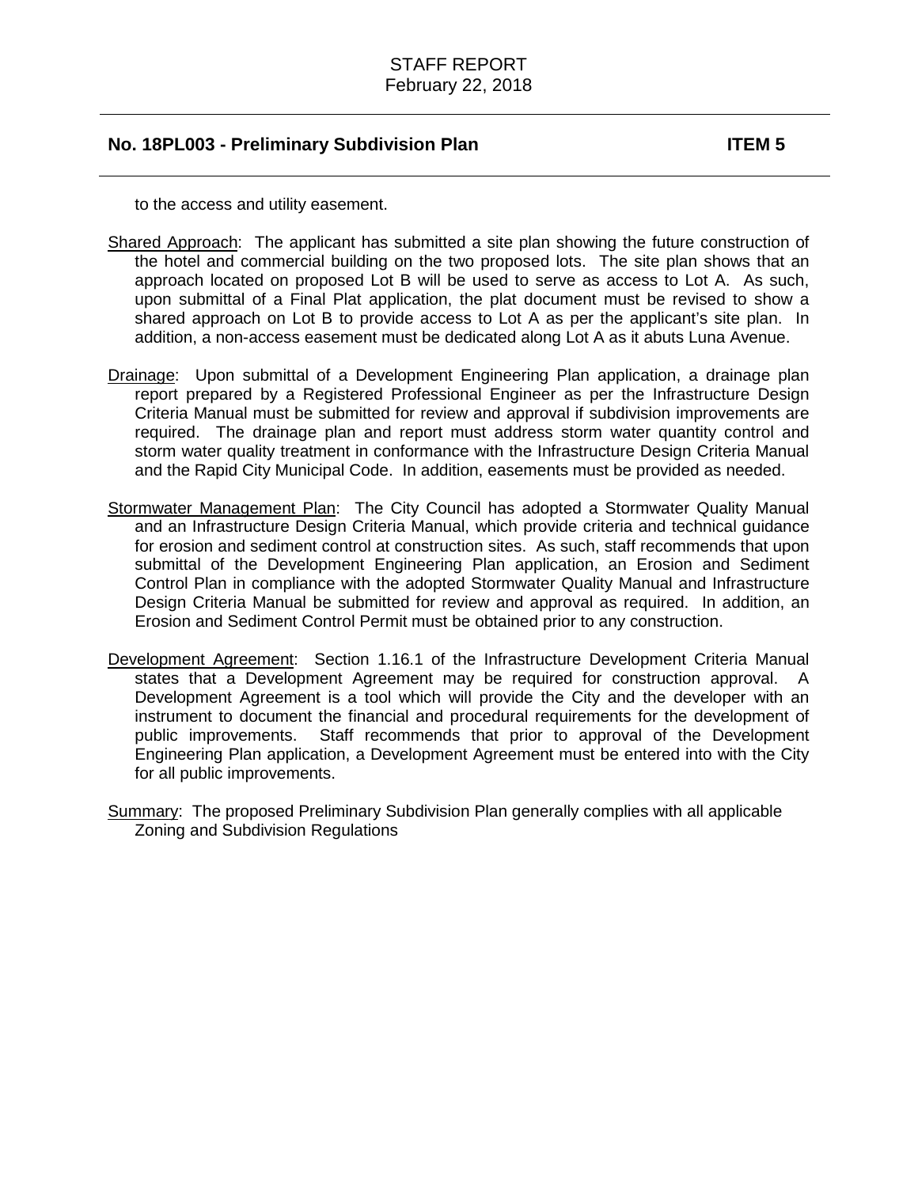to the access and utility easement.

Shared Approach: The applicant has submitted a site plan showing the future construction of the hotel and commercial building on the two proposed lots. The site plan shows that an approach located on proposed Lot B will be used to serve as access to Lot A. As such, upon submittal of a Final Plat application, the plat document must be revised to show a shared approach on Lot B to provide access to Lot A as per the applicant's site plan. In addition, a non-access easement must be dedicated along Lot A as it abuts Luna Avenue.

Drainage: Upon submittal of a Development Engineering Plan application, a drainage plan report prepared by a Registered Professional Engineer as per the Infrastructure Design Criteria Manual must be submitted for review and approval if subdivision improvements are required. The drainage plan and report must address storm water quantity control and storm water quality treatment in conformance with the Infrastructure Design Criteria Manual and the Rapid City Municipal Code. In addition, easements must be provided as needed.

Stormwater Management Plan: The City Council has adopted a Stormwater Quality Manual and an Infrastructure Design Criteria Manual, which provide criteria and technical guidance for erosion and sediment control at construction sites. As such, staff recommends that upon submittal of the Development Engineering Plan application, an Erosion and Sediment Control Plan in compliance with the adopted Stormwater Quality Manual and Infrastructure Design Criteria Manual be submitted for review and approval as required. In addition, an Erosion and Sediment Control Permit must be obtained prior to any construction.

Development Agreement: Section 1.16.1 of the Infrastructure Development Criteria Manual states that a Development Agreement may be required for construction approval. A Development Agreement is a tool which will provide the City and the developer with an instrument to document the financial and procedural requirements for the development of public improvements. Staff recommends that prior to approval of the Development Engineering Plan application, a Development Agreement must be entered into with the City for all public improvements.

Summary: The proposed Preliminary Subdivision Plan generally complies with all applicable Zoning and Subdivision Regulations